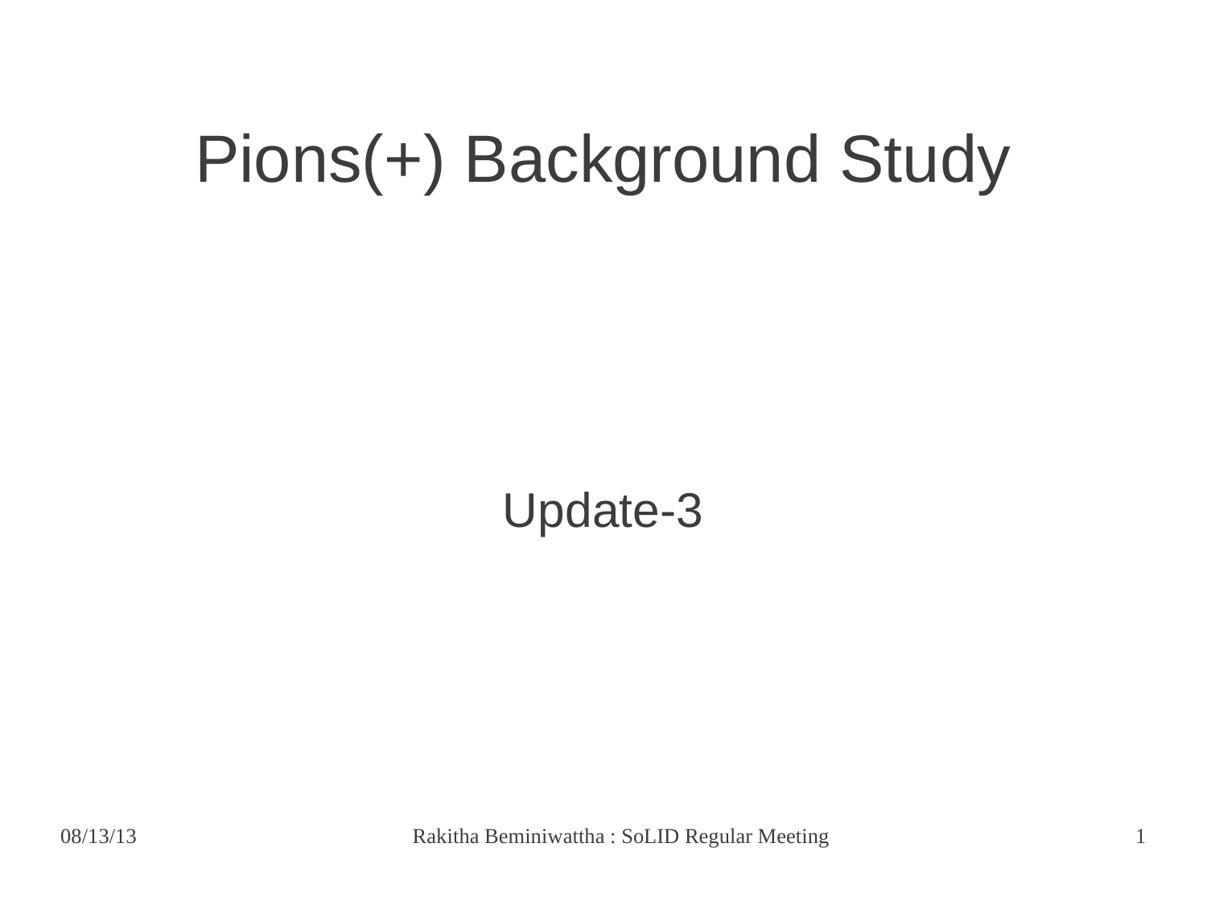# Pions(+) Background Study

Update-3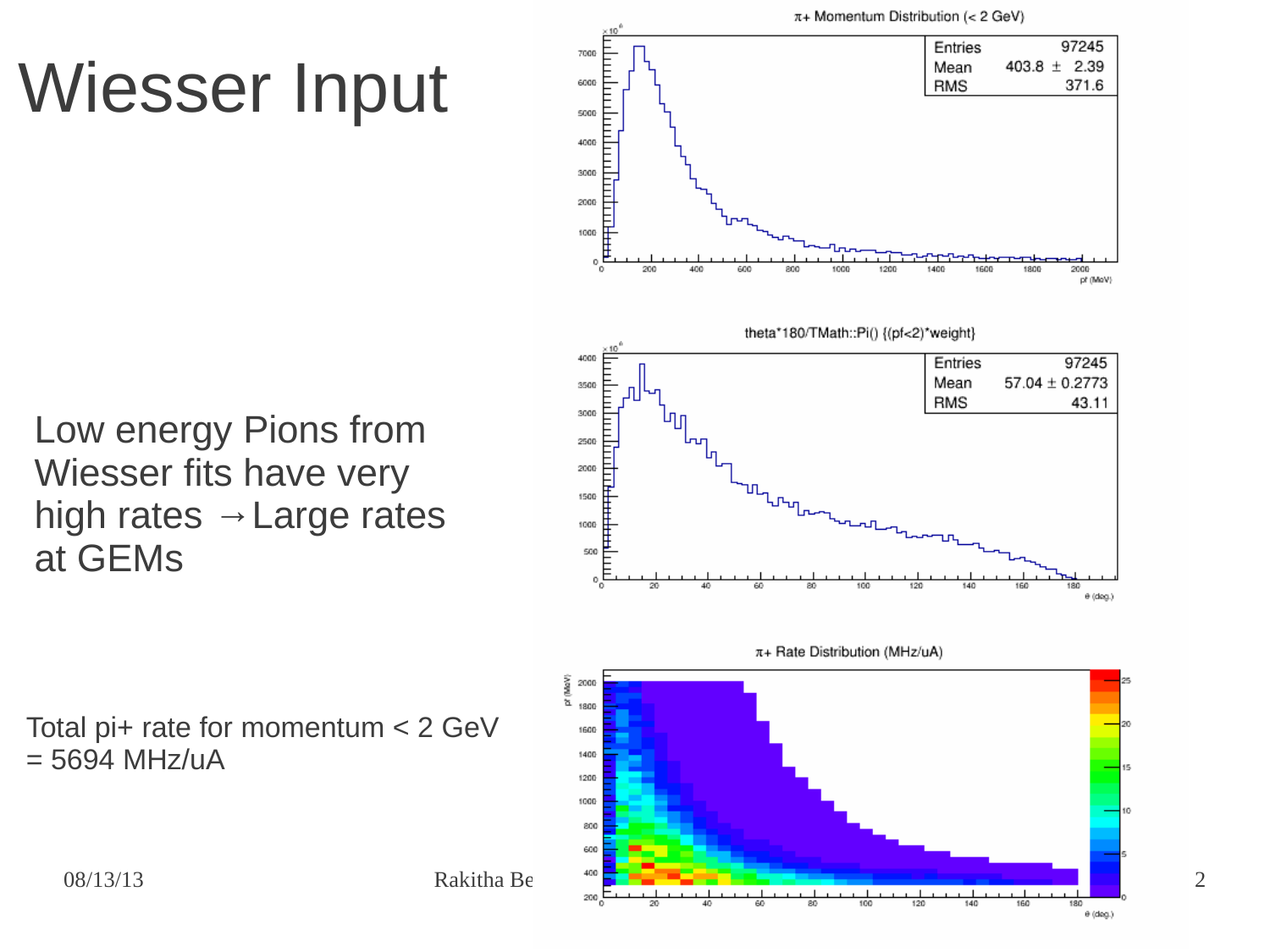# Wiesser Input

Low energy Pions from Wiesser fits have very high rates → Large rates at GEMs

Total pi+ rate for momentum < 2 GeV = 5694 MHz/uA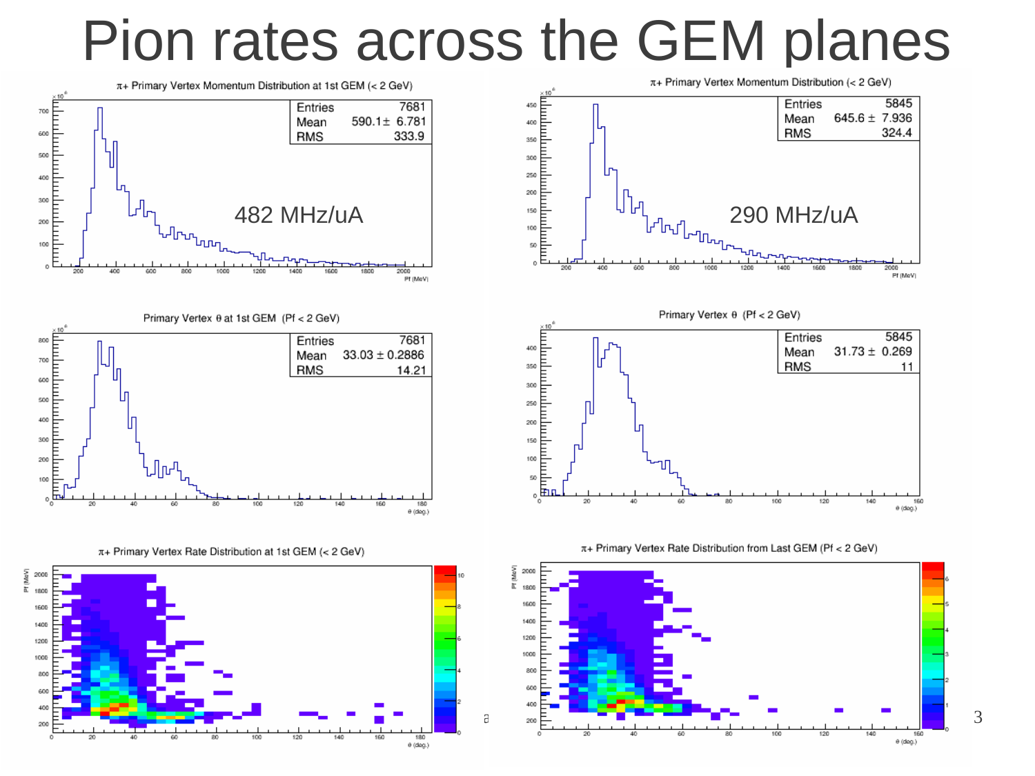# Pion rates across the GEM planes

$\pi$+ Primary Vertex Momentum Distribution at 1st GEM (< 2 GeV)

| Entries | 7681 |
|---|---|
| Mean | 590.1 ± 6.781 |
| RMS | 333.9 |

482 MHz/uA

$\pi$+ Primary Vertex Momentum Distribution (< 2 GeV)

| Entries | 5845 |
|---|---|
| Mean | 645.6 ± 7.936 |
| RMS | 324.4 |

290 MHz/uA

Primary Vertex $\theta$ at 1st GEM (Pf < 2 GeV)

| Entries | 7681 |
|---|---|
| Mean | 33.03 ± 0.2886 |
| RMS | 14.21 |

Primary Vertex $\theta$ (Pf < 2 GeV)

| Entries | 5845 |
|---|---|
| Mean | 31.73 ± 0.269 |
| RMS | 11 |

$\pi$+ Primary Vertex Rate Distribution at 1st GEM (< 2 GeV)

$\pi$+ Primary Vertex Rate Distribution from Last GEM (Pf < 2 GeV)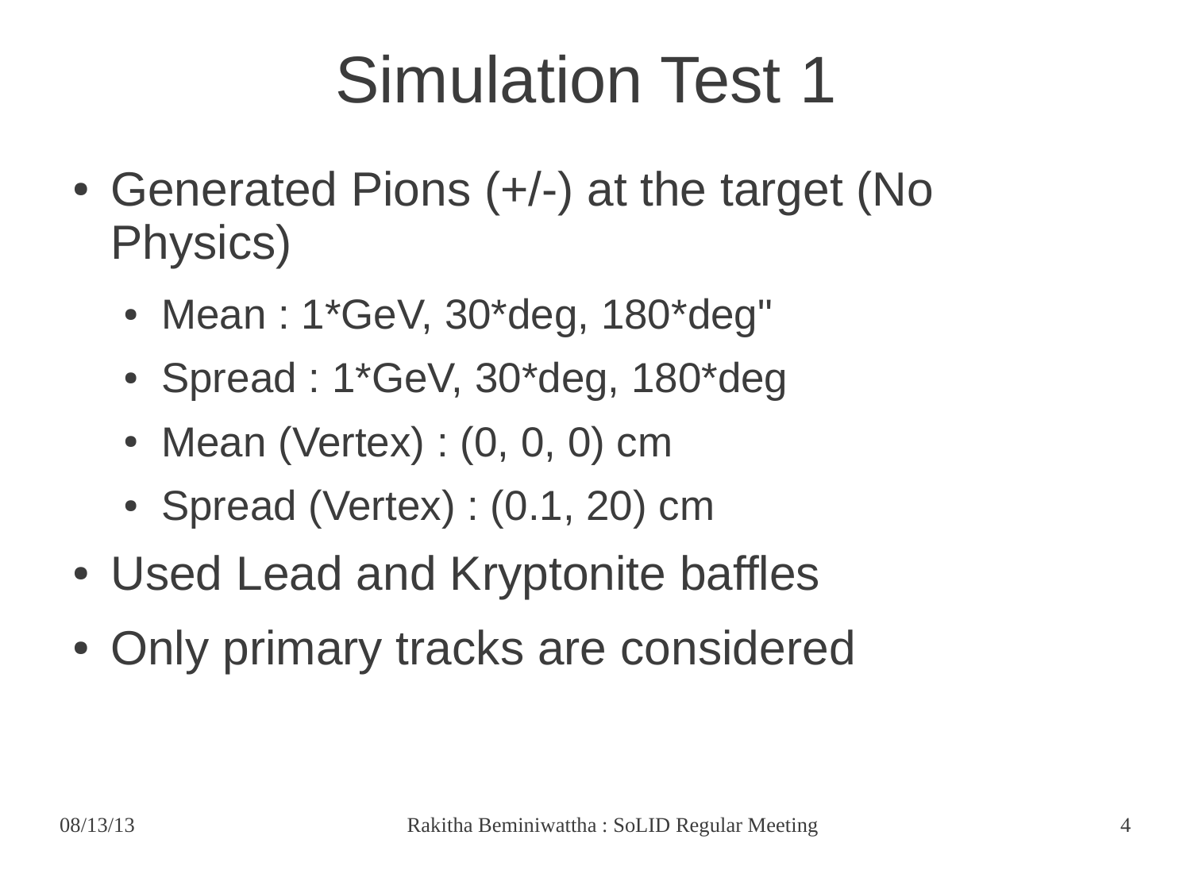# Simulation Test 1

- Generated Pions (+/-) at the target (No Physics)
  - Mean : 1*GeV, 30*deg, 180*deg"
  - Spread : 1*GeV, 30*deg, 180*deg
  - Mean (Vertex) : (0, 0, 0) cm
  - Spread (Vertex) : (0.1, 20) cm
- Used Lead and Kryptonite baffles
- Only primary tracks are considered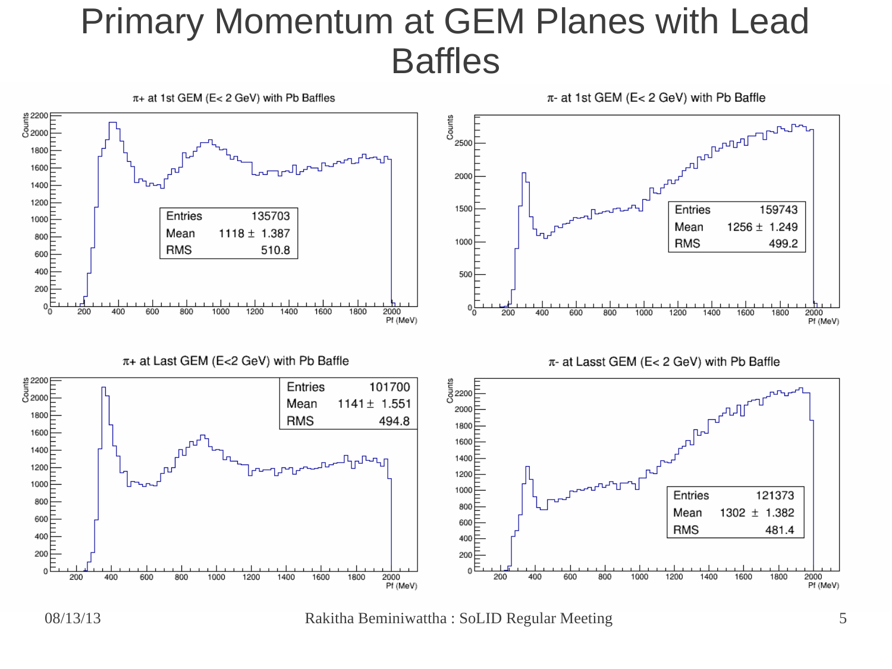# Primary Momentum at GEM Planes with Lead Baffles

$\pi$+ at 1st GEM (E< 2 GeV) with Pb Baffles

| Entries | 135703 |
|---|---|
| Mean | 1118 ± 1.387 |
| RMS | 510.8 |

$\pi$- at 1st GEM (E< 2 GeV) with Pb Baffle

| Entries | 159743 |
|---|---|
| Mean | 1256 ± 1.249 |
| RMS | 499.2 |

$\pi$+ at Last GEM (E<2 GeV) with Pb Baffle

| Entries | 101700 |
|---|---|
| Mean | 1141 ± 1.551 |
| RMS | 494.8 |

$\pi$- at Lasst GEM (E< 2 GeV) with Pb Baffle

| Entries | 121373 |
|---|---|
| Mean | 1302 ± 1.382 |
| RMS | 481.4 |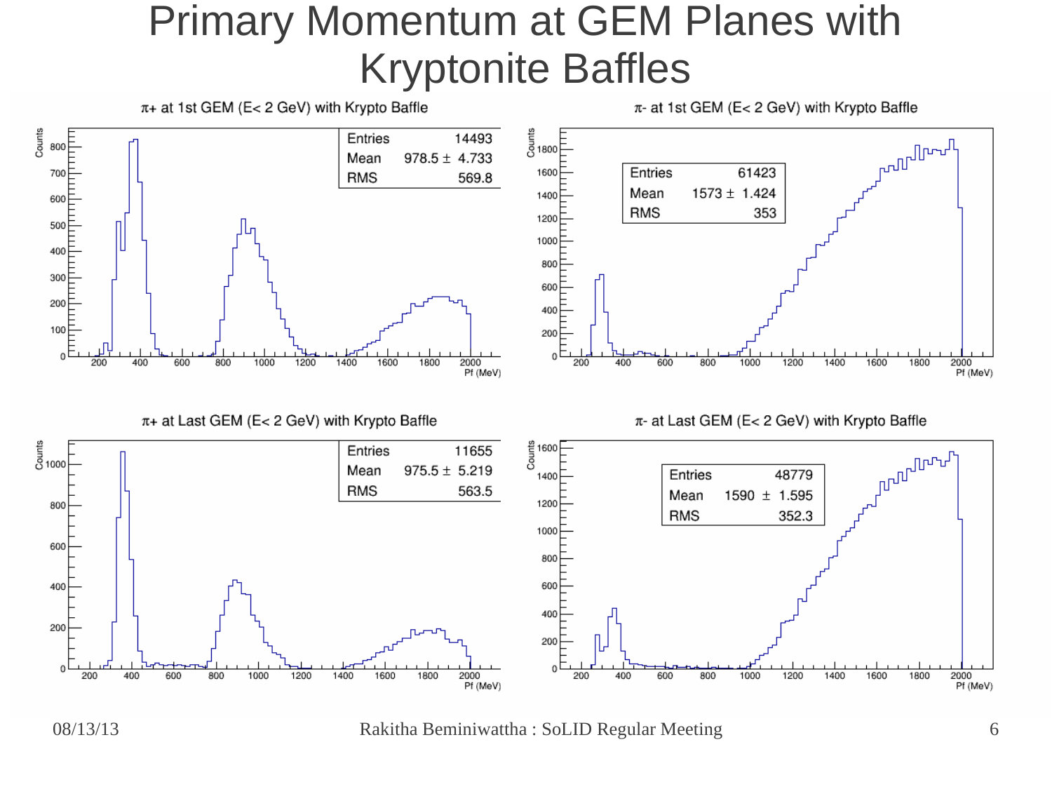# Primary Momentum at GEM Planes with Kryptonite Baffles

**$\pi$+ at 1st GEM (E< 2 GeV) with Krypto Baffle**

| | |
|---|---|
| Entries | 14493 |
| Mean | 978.5 ± 4.733 |
| RMS | 569.8 |

**$\pi$- at 1st GEM (E< 2 GeV) with Krypto Baffle**

| | |
|---|---|
| Entries | 61423 |
| Mean | 1573 ± 1.424 |
| RMS | 353 |

**$\pi$+ at Last GEM (E< 2 GeV) with Krypto Baffle**

| | |
|---|---|
| Entries | 11655 |
| Mean | 975.5 ± 5.219 |
| RMS | 563.5 |

**$\pi$- at Last GEM (E< 2 GeV) with Krypto Baffle**

| | |
|---|---|
| Entries | 48779 |
| Mean | 1590 ± 1.595 |
| RMS | 352.3 |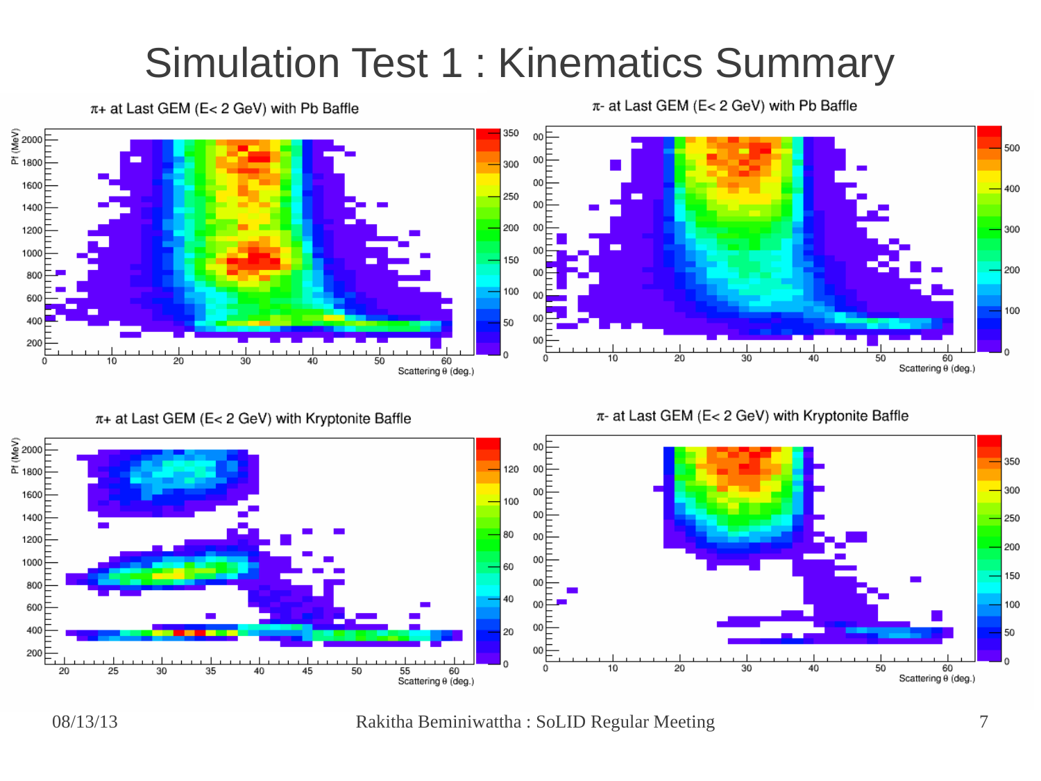# Simulation Test 1 : Kinematics Summary

$\pi+$ at Last GEM (E< 2 GeV) with Pb Baffle

$\pi-$ at Last GEM (E< 2 GeV) with Pb Baffle

$\pi+$ at Last GEM (E< 2 GeV) with Kryptonite Baffle

$\pi-$ at Last GEM (E< 2 GeV) with Kryptonite Baffle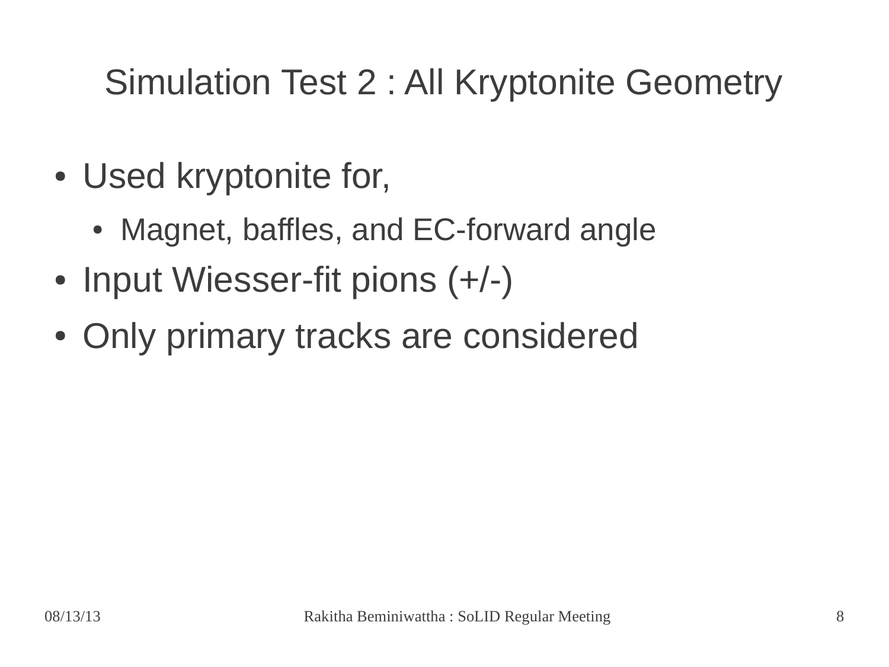# Simulation Test 2 : All Kryptonite Geometry

- Used kryptonite for,
  - Magnet, baffles, and EC-forward angle
- Input Wiesser-fit pions (+/-)
- Only primary tracks are considered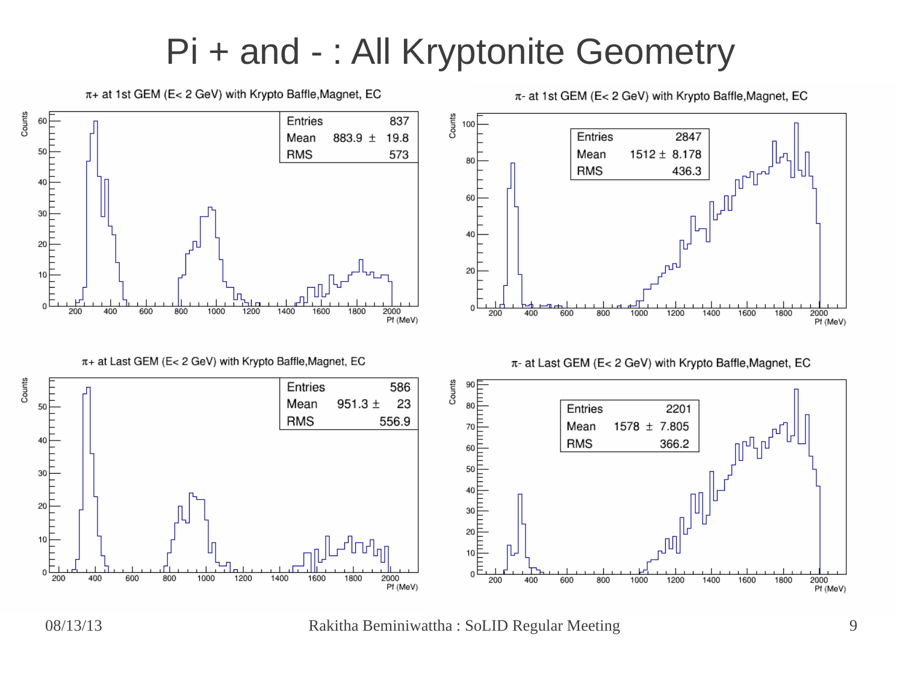# Pi + and - : All Kryptonite Geometry

$\pi$+ at 1st GEM (E< 2 GeV) with Krypto Baffle,Magnet, EC

| Entries | 837 |
|---|---|
| Mean | 883.9 ± 19.8 |
| RMS | 573 |

$\pi$- at 1st GEM (E< 2 GeV) with Krypto Baffle,Magnet, EC

| Entries | 2847 |
|---|---|
| Mean | 1512 ± 8.178 |
| RMS | 436.3 |

$\pi$+ at Last GEM (E< 2 GeV) with Krypto Baffle,Magnet, EC

| Entries | 586 |
|---|---|
| Mean | 951.3 ± 23 |
| RMS | 556.9 |

$\pi$- at Last GEM (E< 2 GeV) with Krypto Baffle,Magnet, EC

| Entries | 2201 |
|---|---|
| Mean | 1578 ± 7.805 |
| RMS | 366.2 |

08/13/13 Rakitha Beminiwattha : SoLID Regular Meeting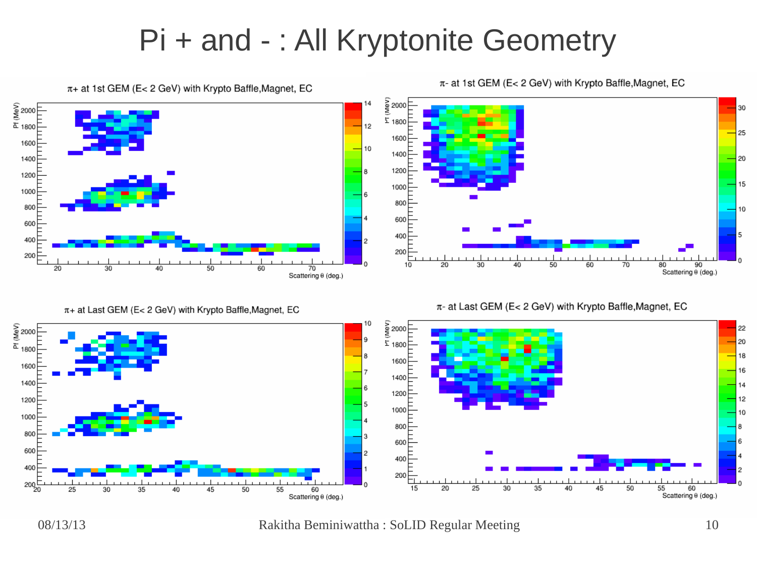# Pi + and - : All Kryptonite Geometry

$\pi$+ at 1st GEM (E< 2 GeV) with Krypto Baffle,Magnet, EC

$\pi$- at 1st GEM (E< 2 GeV) with Krypto Baffle,Magnet, EC

$\pi$+ at Last GEM (E< 2 GeV) with Krypto Baffle,Magnet, EC

$\pi$- at Last GEM (E< 2 GeV) with Krypto Baffle,Magnet, EC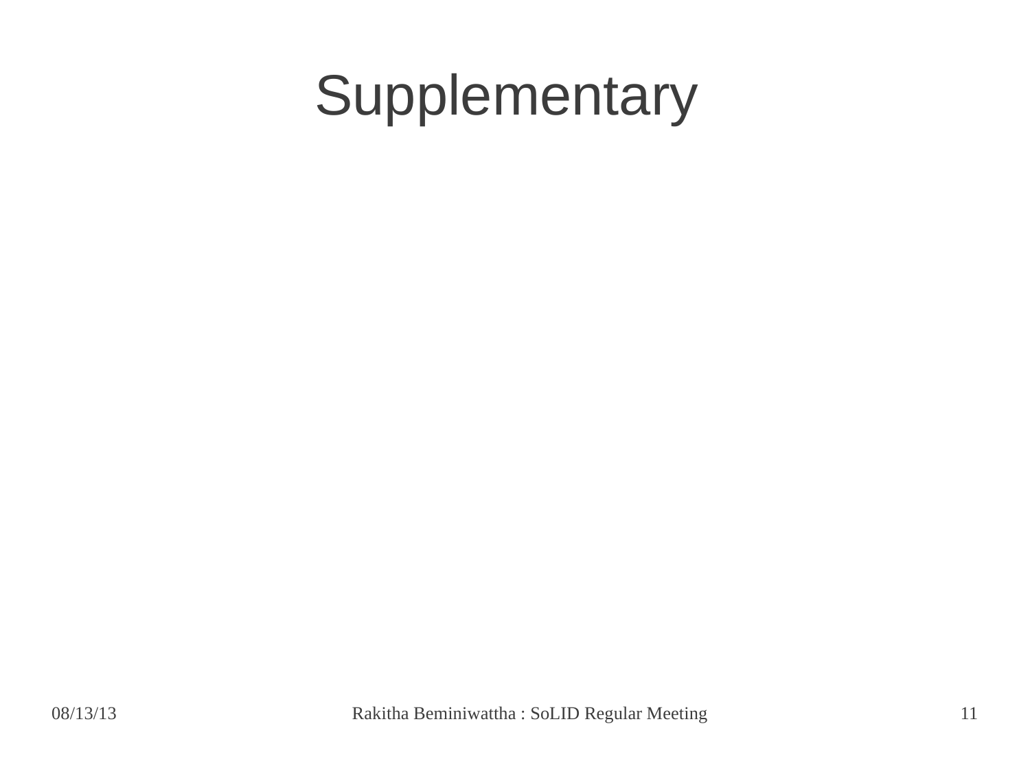# Supplementary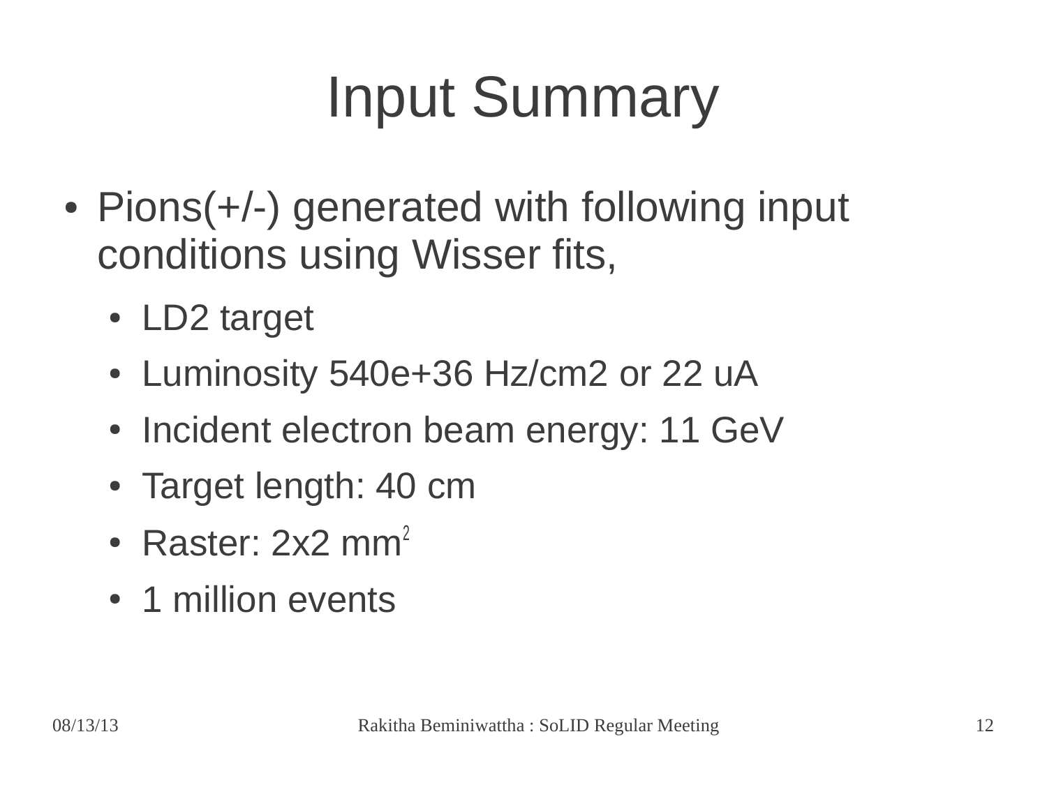# Input Summary

- Pions(+/-) generated with following input conditions using Wisser fits,
  - LD2 target
  - Luminosity 540e+36 Hz/cm2 or 22 uA
  - Incident electron beam energy: 11 GeV
  - Target length: 40 cm
  - Raster: 2x2 $mm^2$
  - 1 million events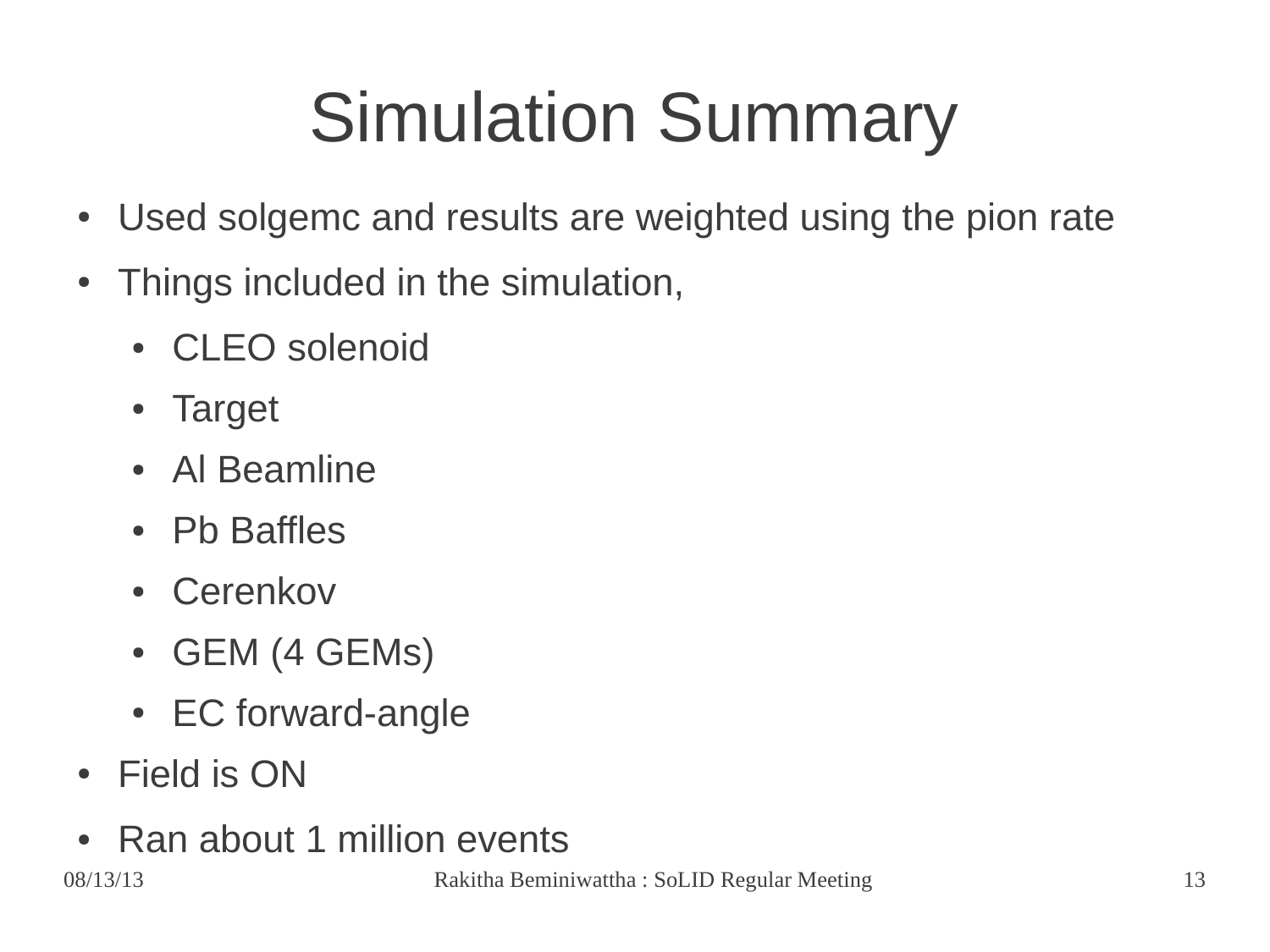# Simulation Summary

- Used solgemc and results are weighted using the pion rate
- Things included in the simulation,
    - CLEO solenoid
    - Target
    - Al Beamline
    - Pb Baffles
    - Cerenkov
    - GEM (4 GEMs)
    - EC forward-angle
- Field is ON
- Ran about 1 million events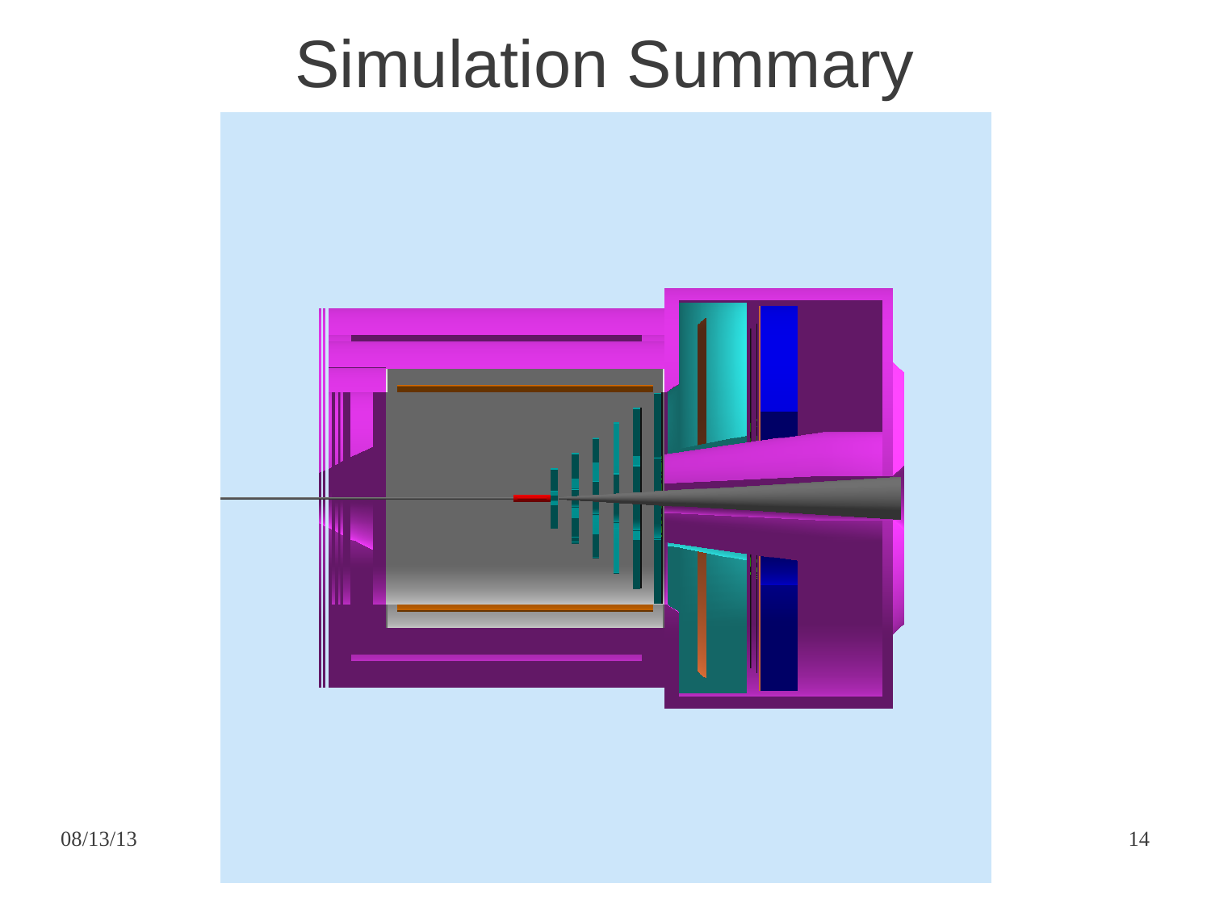# Simulation Summary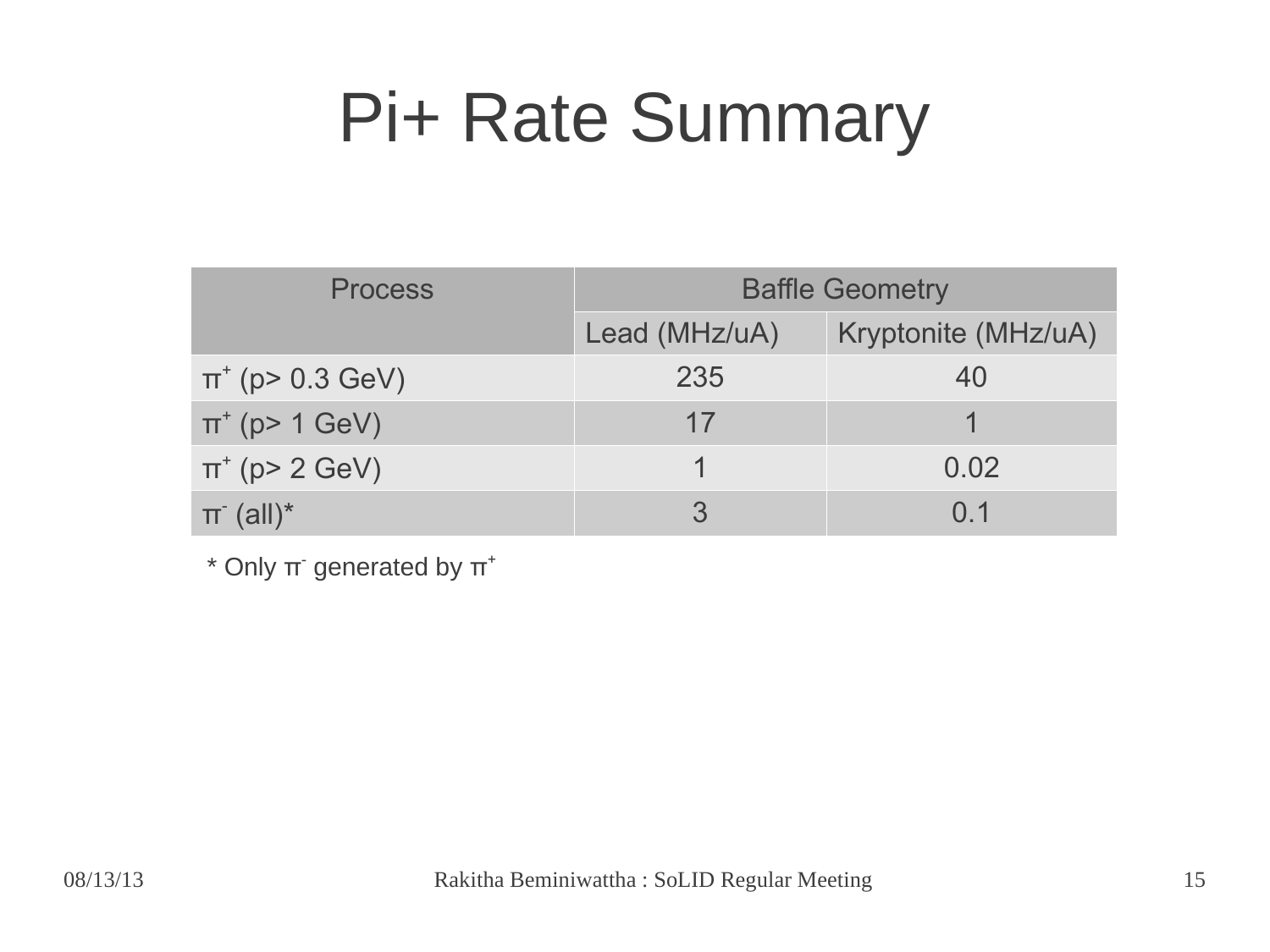# Pi+ Rate Summary

| Process | Baffle Geometry | |
|---|---|---|
| | Lead (MHz/uA) | Kryptonite (MHz/uA) |
| $\pi^+$ (p> 0.3 GeV) | 235 | 40 |
| $\pi^+$ (p> 1 GeV) | 17 | 1 |
| $\pi^+$ (p> 2 GeV) | 1 | 0.02 |
| $\pi^-$ (all)* | 3 | 0.1 |

* Only $\pi^-$ generated by $\pi^+$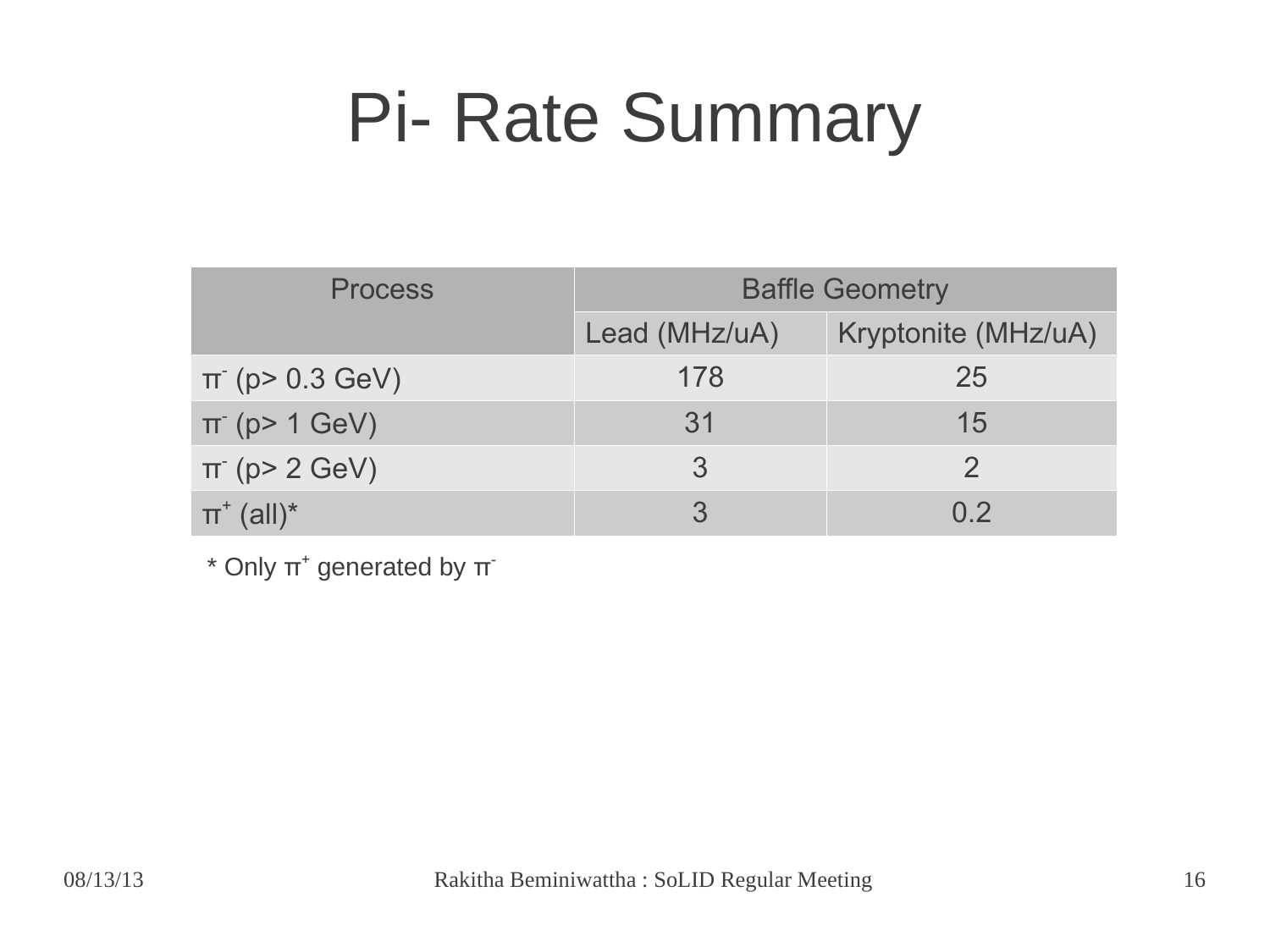# Pi- Rate Summary

| Process | Baffle Geometry | |
|---|---|---|
| | Lead (MHz/uA) | Kryptonite (MHz/uA) |
| $\pi^-$ (p> 0.3 GeV) | 178 | 25 |
| $\pi^-$ (p> 1 GeV) | 31 | 15 |
| $\pi^-$ (p> 2 GeV) | 3 | 2 |
| $\pi^+$ (all)* | 3 | 0.2 |

* Only $\pi^+$ generated by $\pi^-$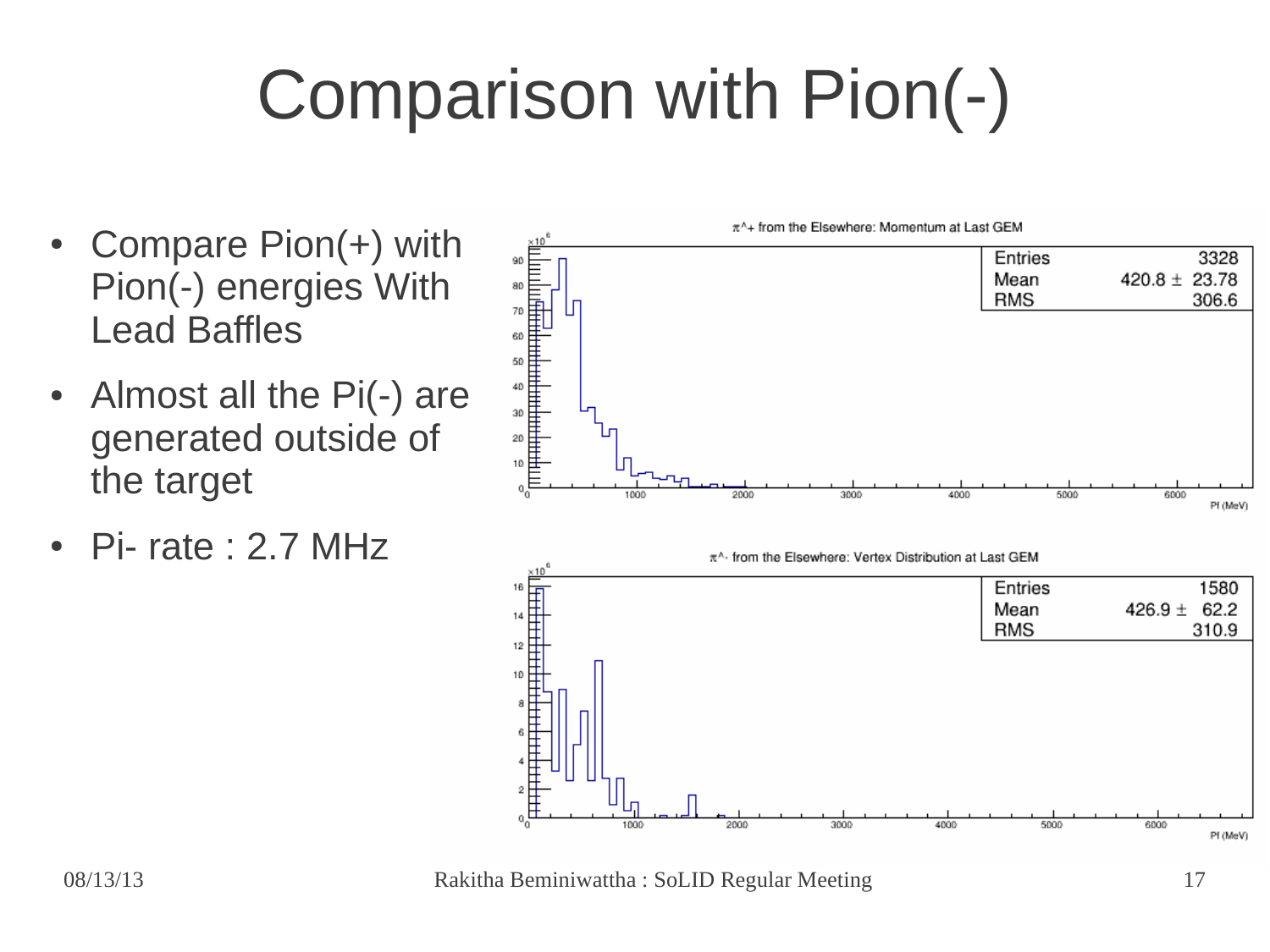# Comparison with Pion(-)

- Compare Pion(+) with Pion(-) energies With Lead Baffles
- Almost all the Pi(-) are generated outside of the target
- Pi- rate : 2.7 MHz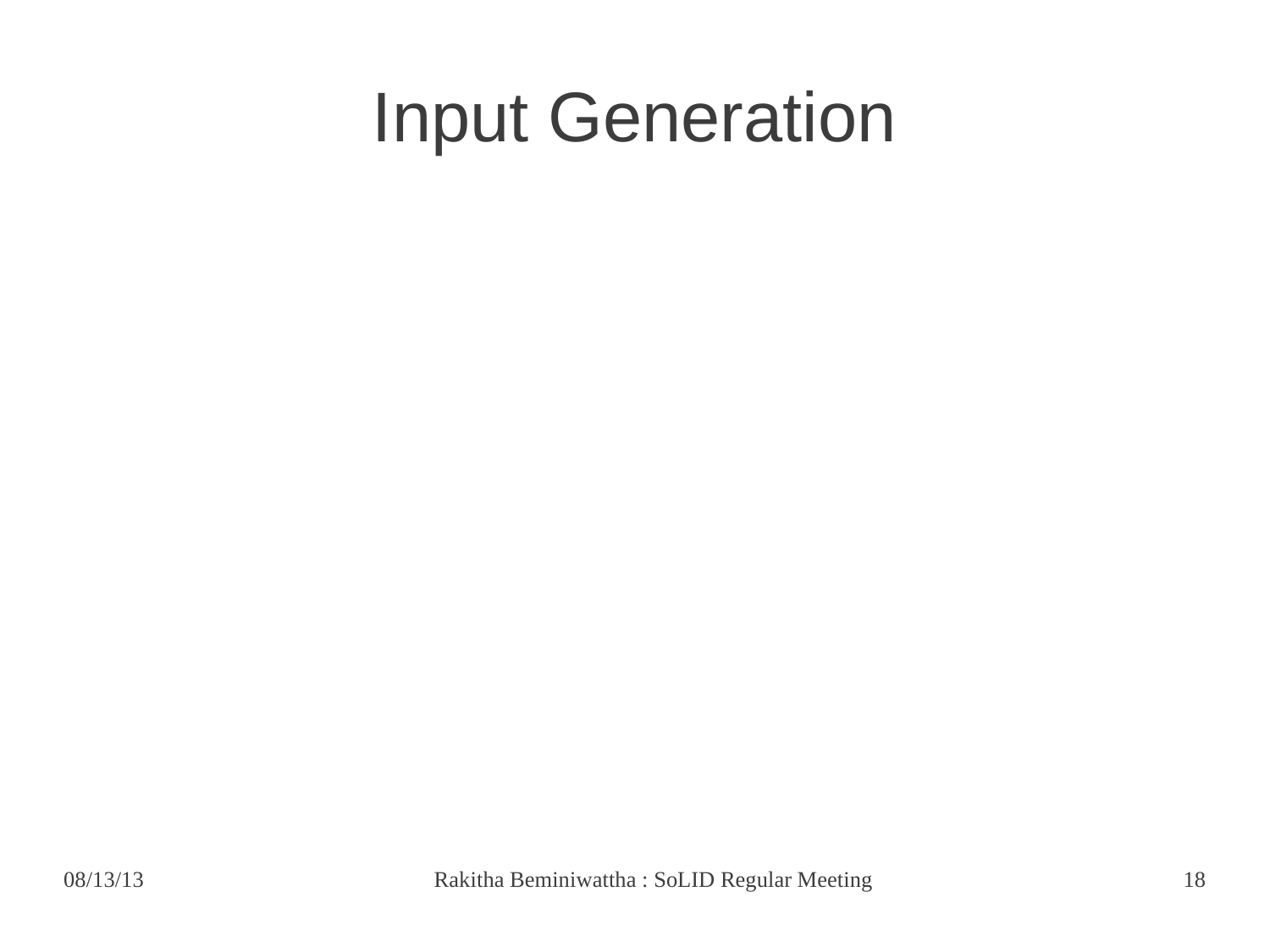# Input Generation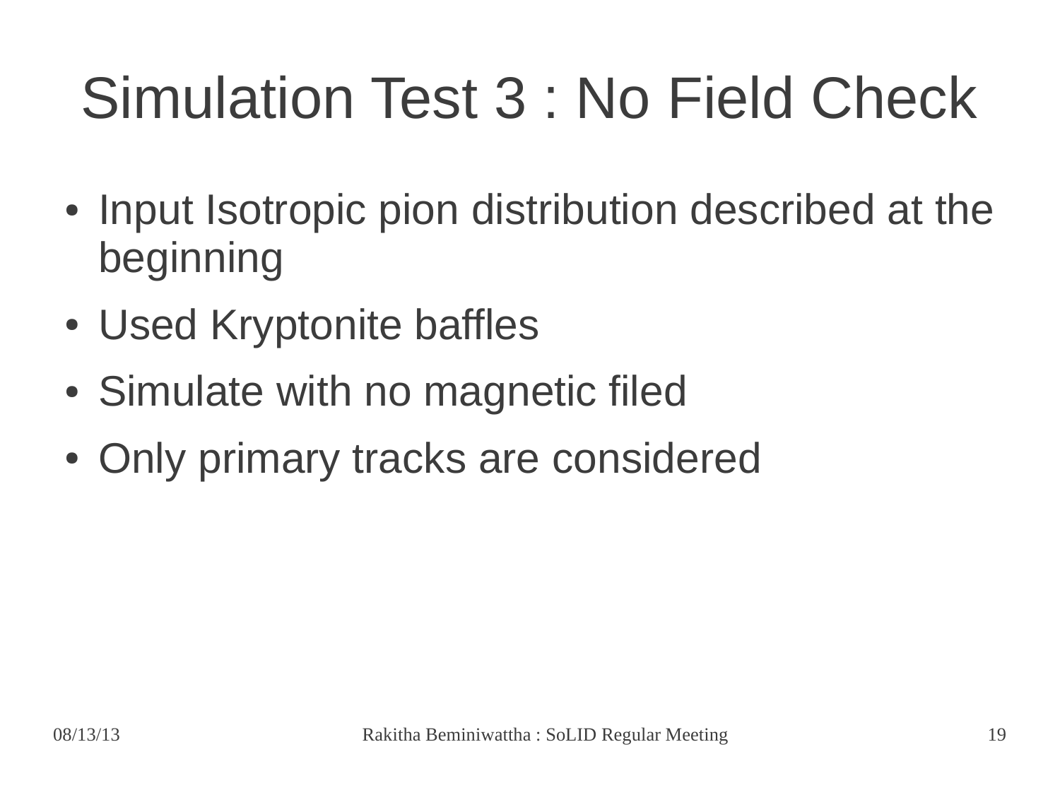# Simulation Test 3 : No Field Check

- Input Isotropic pion distribution described at the beginning
- Used Kryptonite baffles
- Simulate with no magnetic filed
- Only primary tracks are considered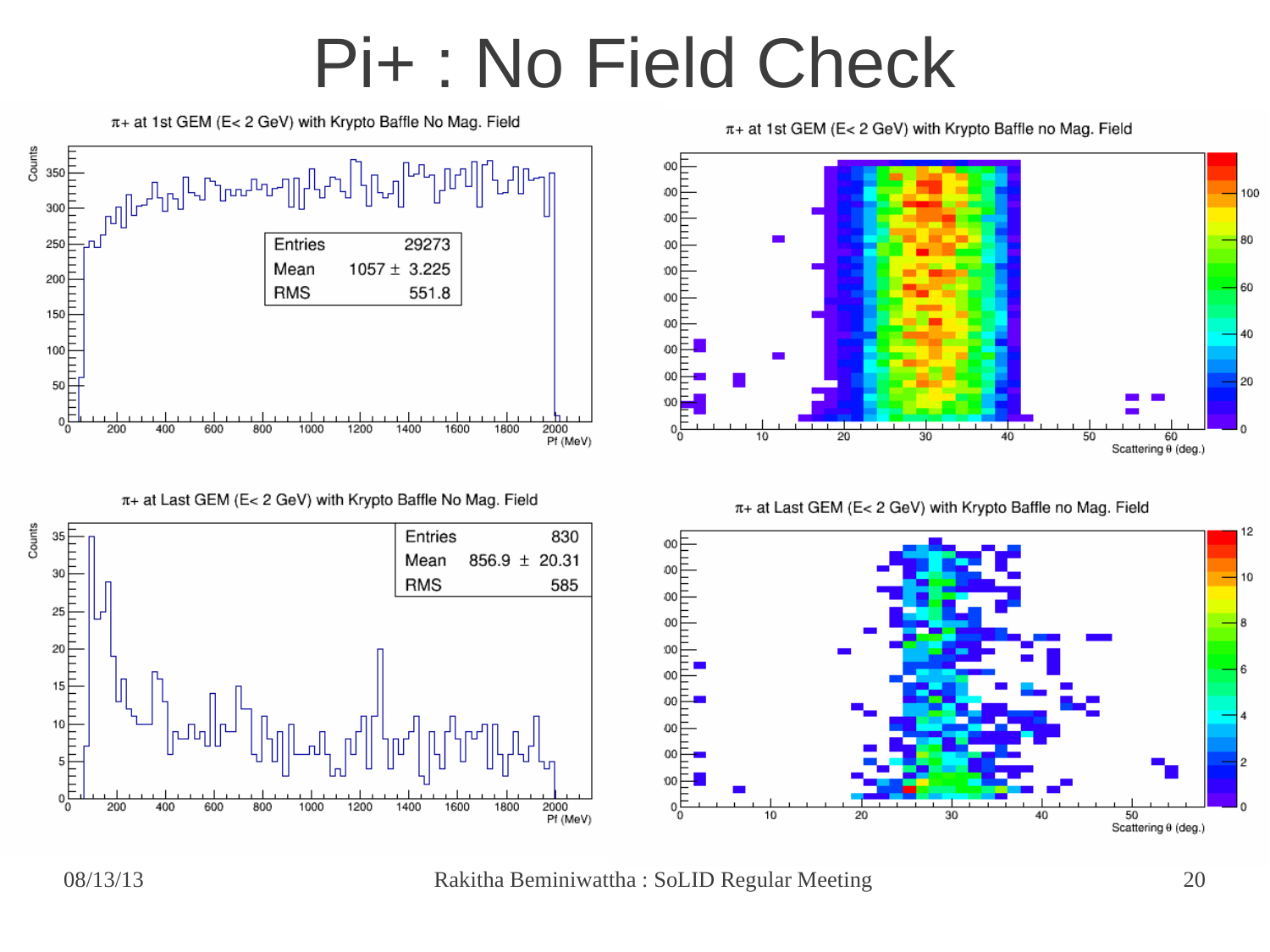# Pi+ : No Field Check

π+ at 1st GEM (E< 2 GeV) with Krypto Baffle No Mag. Field

| Entries | 29273 |
|---|---|
| Mean | 1057 ± 3.225 |
| RMS | 551.8 |

π+ at 1st GEM (E< 2 GeV) with Krypto Baffle no Mag. Field

π+ at Last GEM (E< 2 GeV) with Krypto Baffle No Mag. Field

| Entries | 830 |
|---|---|
| Mean | 856.9 ± 20.31 |
| RMS | 585 |

π+ at Last GEM (E< 2 GeV) with Krypto Baffle no Mag. Field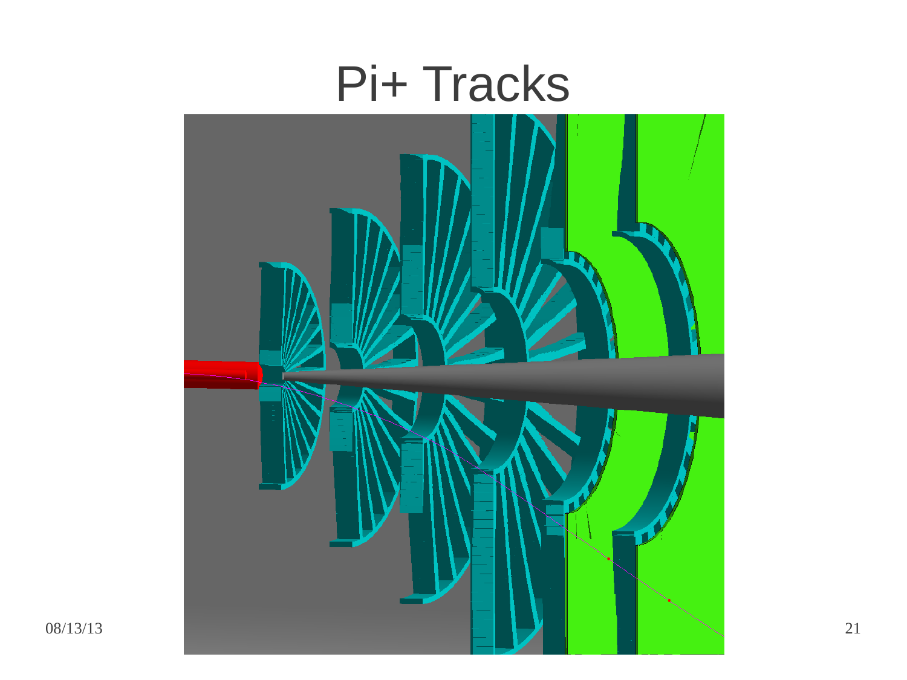# Pi+ Tracks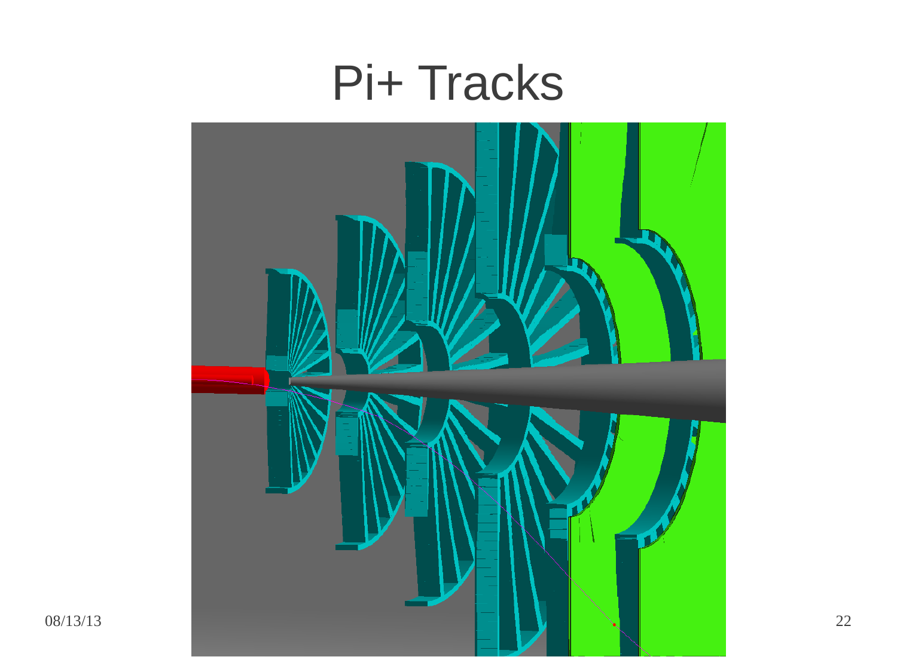# Pi+ Tracks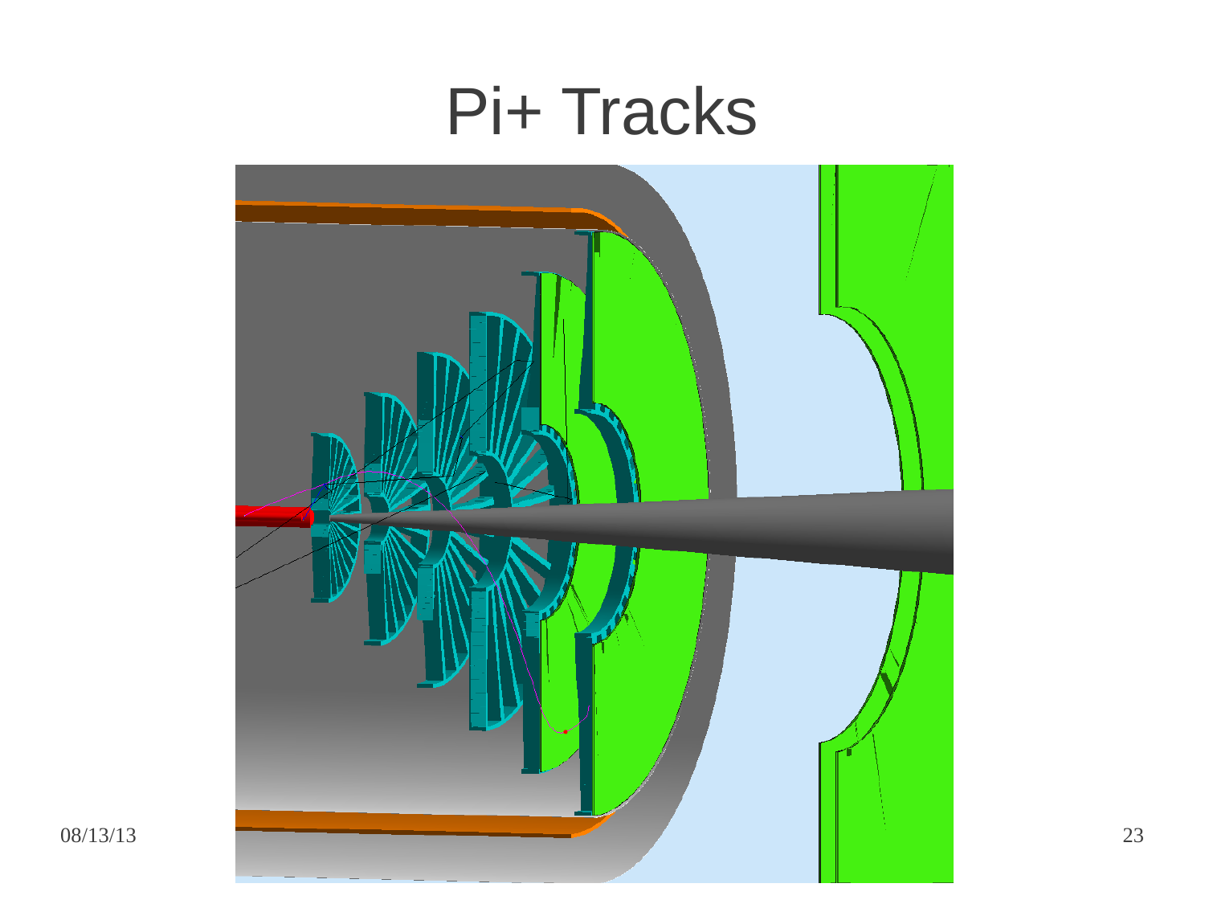# Pi+ Tracks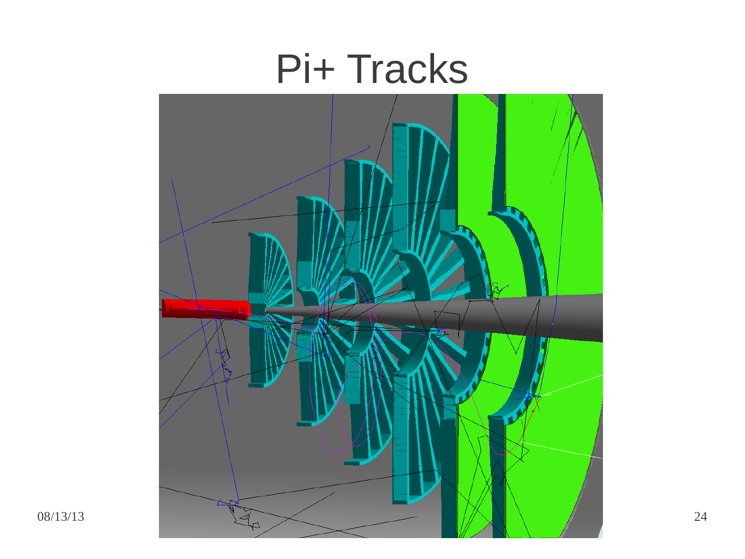# Pi+ Tracks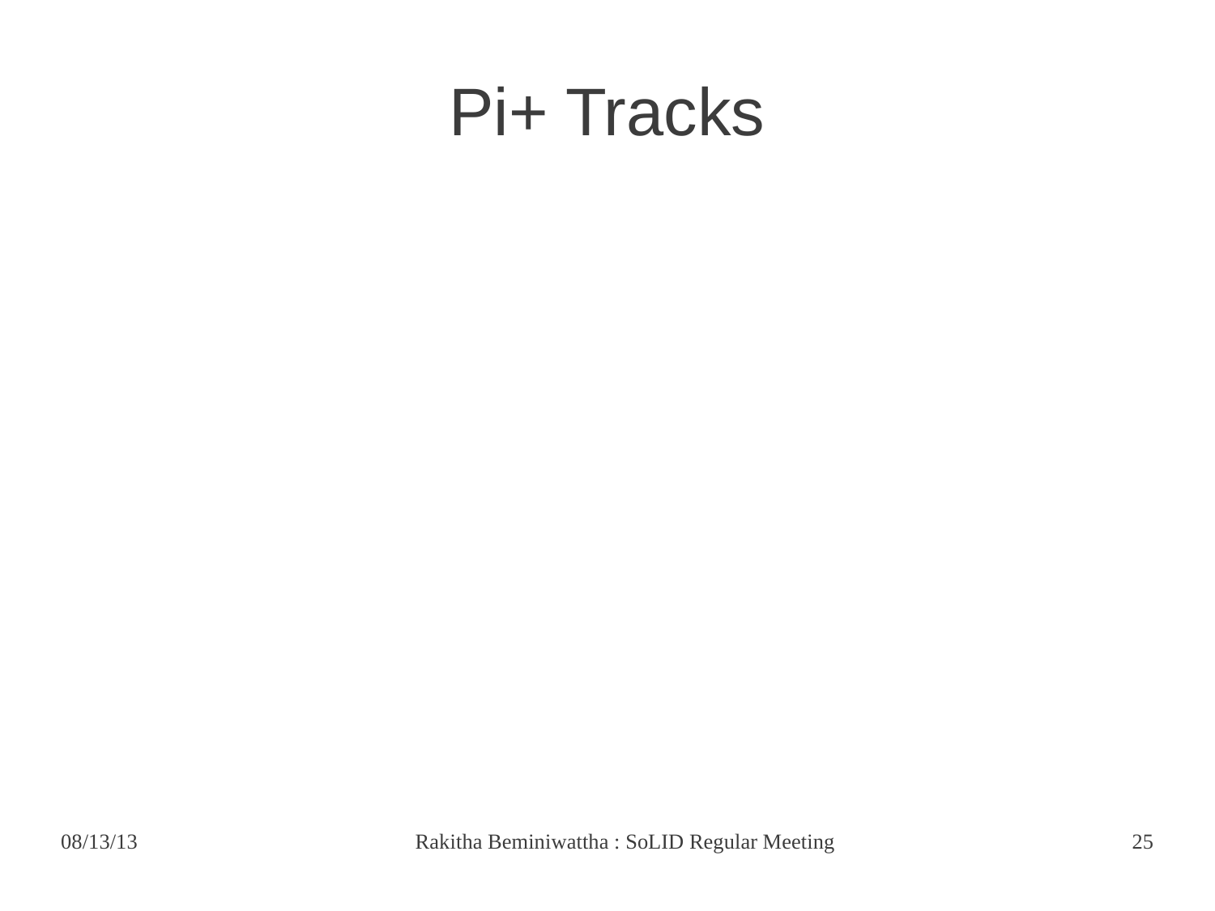# Pi+ Tracks